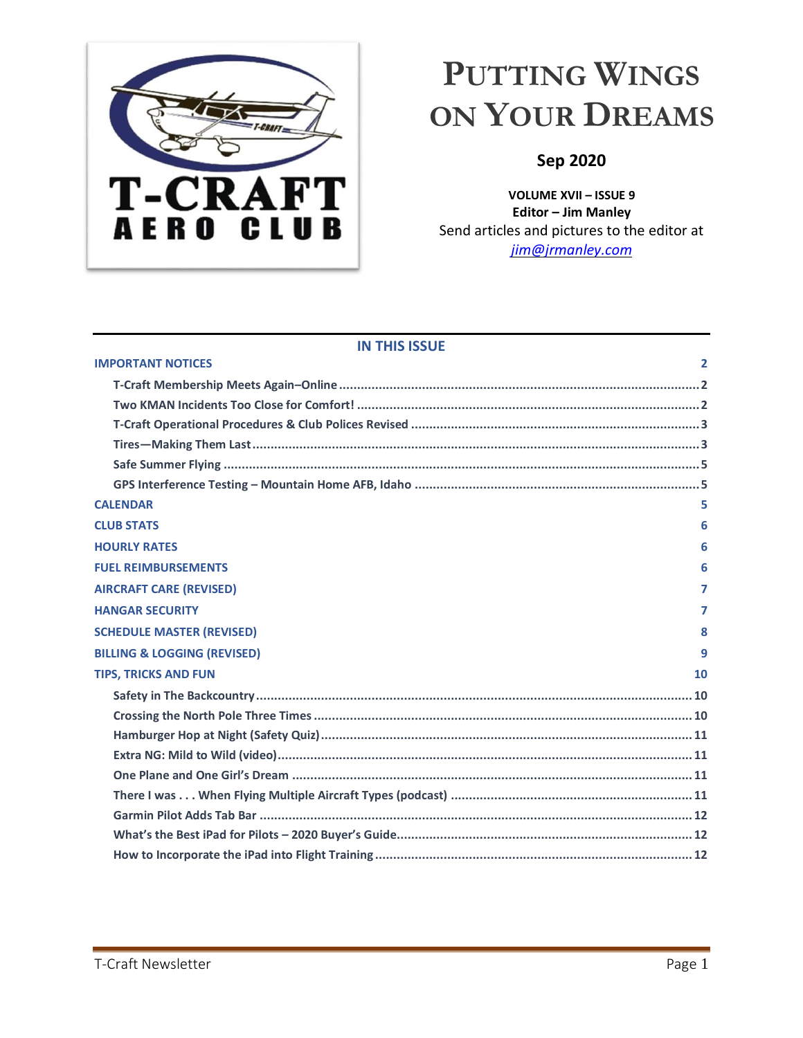# PUTTING WINGS ON YOUR DREAMS

**Sep 2020**

**VOLUME XVII – ISSUE 9**
**Editor – Jim Manley**
Send articles and pictures to the editor at
*jim@jrmanley.com*

## IN THIS ISSUE

**IMPORTANT NOTICES** .... 2
- T-Craft Membership Meets Again–Online .... 2
- Two KMAN Incidents Too Close for Comfort! .... 2
- T-Craft Operational Procedures & Club Polices Revised .... 3
- Tires—Making Them Last .... 3
- Safe Summer Flying .... 5
- GPS Interference Testing – Mountain Home AFB, Idaho .... 5

**CALENDAR** .... 5

**CLUB STATS** .... 6

**HOURLY RATES** .... 6

**FUEL REIMBURSEMENTS** .... 6

**AIRCRAFT CARE (REVISED)** .... 7

**HANGAR SECURITY** .... 7

**SCHEDULE MASTER (REVISED)** .... 8

**BILLING & LOGGING (REVISED)** .... 9

**TIPS, TRICKS AND FUN** .... 10
- Safety in The Backcountry .... 10
- Crossing the North Pole Three Times .... 10
- Hamburger Hop at Night (Safety Quiz) .... 11
- Extra NG: Mild to Wild (video) .... 11
- One Plane and One Girl's Dream .... 11
- There I was . . . When Flying Multiple Aircraft Types (podcast) .... 11
- Garmin Pilot Adds Tab Bar .... 12
- What's the Best iPad for Pilots – 2020 Buyer's Guide .... 12
- How to Incorporate the iPad into Flight Training .... 12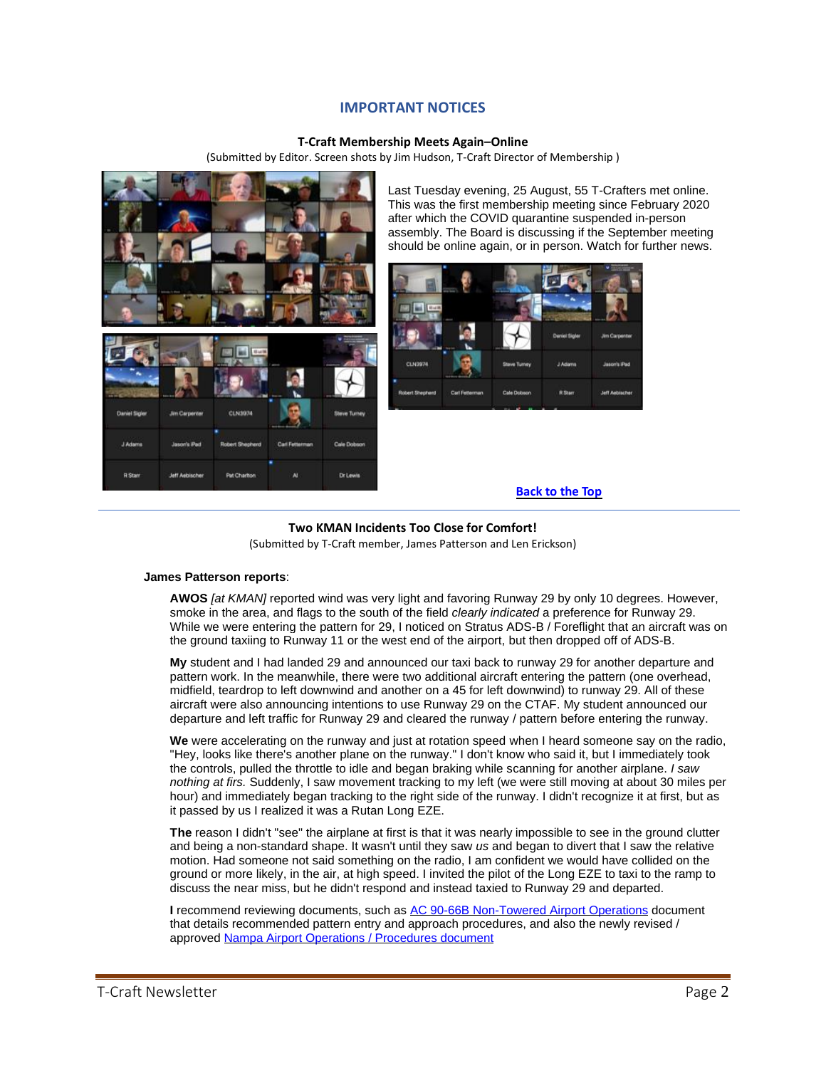## IMPORTANT NOTICES

**T-Craft Membership Meets Again–Online**

(Submitted by Editor. Screen shots by Jim Hudson, T-Craft Director of Membership )

Last Tuesday evening, 25 August, 55 T-Crafters met online. This was the first membership meeting since February 2020 after which the COVID quarantine suspended in-person assembly. The Board is discussing if the September meeting should be online again, or in person. Watch for further news.

Back to the Top

---

**Two KMAN Incidents Too Close for Comfort!**

(Submitted by T-Craft member, James Patterson and Len Erickson)

**James Patterson reports**:

**AWOS** *[at KMAN]* reported wind was very light and favoring Runway 29 by only 10 degrees. However, smoke in the area, and flags to the south of the field *clearly indicated* a preference for Runway 29. While we were entering the pattern for 29, I noticed on Stratus ADS-B / Foreflight that an aircraft was on the ground taxiing to Runway 11 or the west end of the airport, but then dropped off of ADS-B.

**My** student and I had landed 29 and announced our taxi back to runway 29 for another departure and pattern work. In the meanwhile, there were two additional aircraft entering the pattern (one overhead, midfield, teardrop to left downwind and another on a 45 for left downwind) to runway 29. All of these aircraft were also announcing intentions to use Runway 29 on the CTAF. My student announced our departure and left traffic for Runway 29 and cleared the runway / pattern before entering the runway.

**We** were accelerating on the runway and just at rotation speed when I heard someone say on the radio, "Hey, looks like there's another plane on the runway." I don't know who said it, but I immediately took the controls, pulled the throttle to idle and began braking while scanning for another airplane. *I saw nothing at firs.* Suddenly, I saw movement tracking to my left (we were still moving at about 30 miles per hour) and immediately began tracking to the right side of the runway. I didn't recognize it at first, but as it passed by us I realized it was a Rutan Long EZE.

**The** reason I didn't "see" the airplane at first is that it was nearly impossible to see in the ground clutter and being a non-standard shape. It wasn't until they saw *us* and began to divert that I saw the relative motion. Had someone not said something on the radio, I am confident we would have collided on the ground or more likely, in the air, at high speed. I invited the pilot of the Long EZE to taxi to the ramp to discuss the near miss, but he didn't respond and instead taxied to Runway 29 and departed.

**I** recommend reviewing documents, such as AC 90-66B Non-Towered Airport Operations document that details recommended pattern entry and approach procedures, and also the newly revised / approved Nampa Airport Operations / Procedures document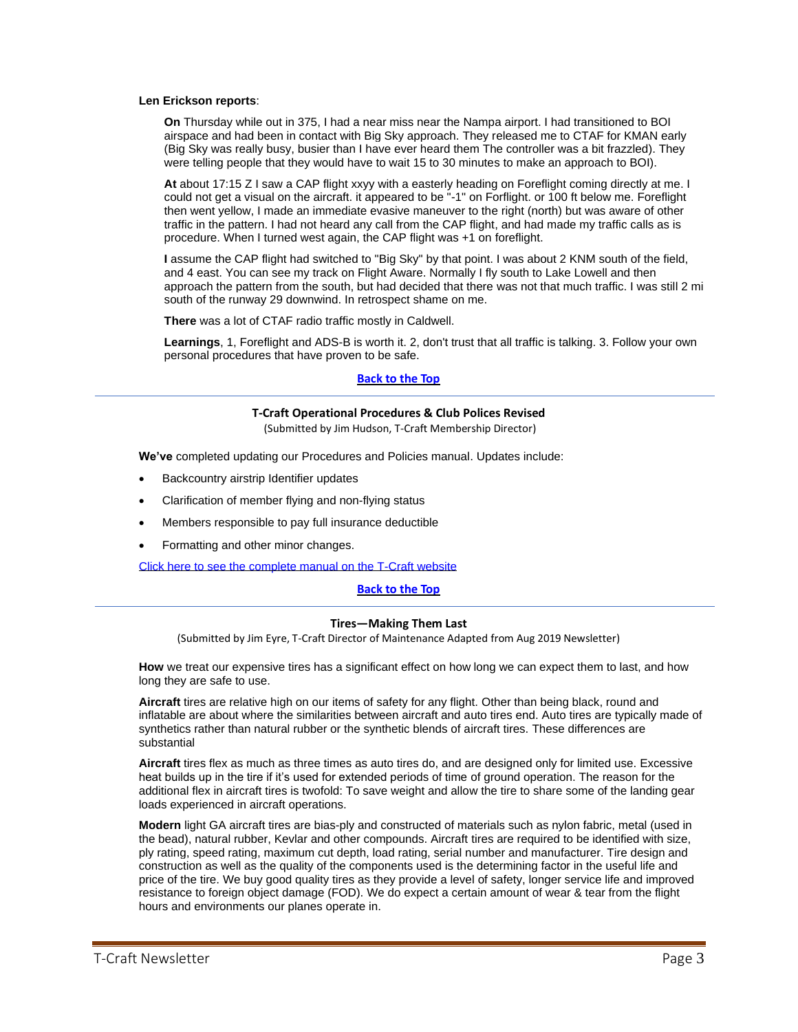**Len Erickson reports**:

**On** Thursday while out in 375, I had a near miss near the Nampa airport. I had transitioned to BOI airspace and had been in contact with Big Sky approach. They released me to CTAF for KMAN early (Big Sky was really busy, busier than I have ever heard them The controller was a bit frazzled). They were telling people that they would have to wait 15 to 30 minutes to make an approach to BOI).

**At** about 17:15 Z I saw a CAP flight xxyy with a easterly heading on Foreflight coming directly at me. I could not get a visual on the aircraft. it appeared to be "-1" on Forflight. or 100 ft below me. Foreflight then went yellow, I made an immediate evasive maneuver to the right (north) but was aware of other traffic in the pattern. I had not heard any call from the CAP flight, and had made my traffic calls as is procedure. When I turned west again, the CAP flight was +1 on foreflight.

**I** assume the CAP flight had switched to "Big Sky" by that point. I was about 2 KNM south of the field, and 4 east. You can see my track on Flight Aware. Normally I fly south to Lake Lowell and then approach the pattern from the south, but had decided that there was not that much traffic. I was still 2 mi south of the runway 29 downwind. In retrospect shame on me.

**There** was a lot of CTAF radio traffic mostly in Caldwell.

**Learnings**, 1, Foreflight and ADS-B is worth it. 2, don't trust that all traffic is talking. 3. Follow your own personal procedures that have proven to be safe.

**Back to the Top**

---

### T-Craft Operational Procedures & Club Polices Revised

(Submitted by Jim Hudson, T-Craft Membership Director)

**We've** completed updating our Procedures and Policies manual. Updates include:

- Backcountry airstrip Identifier updates
- Clarification of member flying and non-flying status
- Members responsible to pay full insurance deductible
- Formatting and other minor changes.

Click here to see the complete manual on the T-Craft website

**Back to the Top**

---

### Tires—Making Them Last

(Submitted by Jim Eyre, T-Craft Director of Maintenance Adapted from Aug 2019 Newsletter)

**How** we treat our expensive tires has a significant effect on how long we can expect them to last, and how long they are safe to use.

**Aircraft** tires are relative high on our items of safety for any flight. Other than being black, round and inflatable are about where the similarities between aircraft and auto tires end. Auto tires are typically made of synthetics rather than natural rubber or the synthetic blends of aircraft tires. These differences are substantial

**Aircraft** tires flex as much as three times as auto tires do, and are designed only for limited use. Excessive heat builds up in the tire if it's used for extended periods of time of ground operation. The reason for the additional flex in aircraft tires is twofold: To save weight and allow the tire to share some of the landing gear loads experienced in aircraft operations.

**Modern** light GA aircraft tires are bias-ply and constructed of materials such as nylon fabric, metal (used in the bead), natural rubber, Kevlar and other compounds. Aircraft tires are required to be identified with size, ply rating, speed rating, maximum cut depth, load rating, serial number and manufacturer. Tire design and construction as well as the quality of the components used is the determining factor in the useful life and price of the tire. We buy good quality tires as they provide a level of safety, longer service life and improved resistance to foreign object damage (FOD). We do expect a certain amount of wear & tear from the flight hours and environments our planes operate in.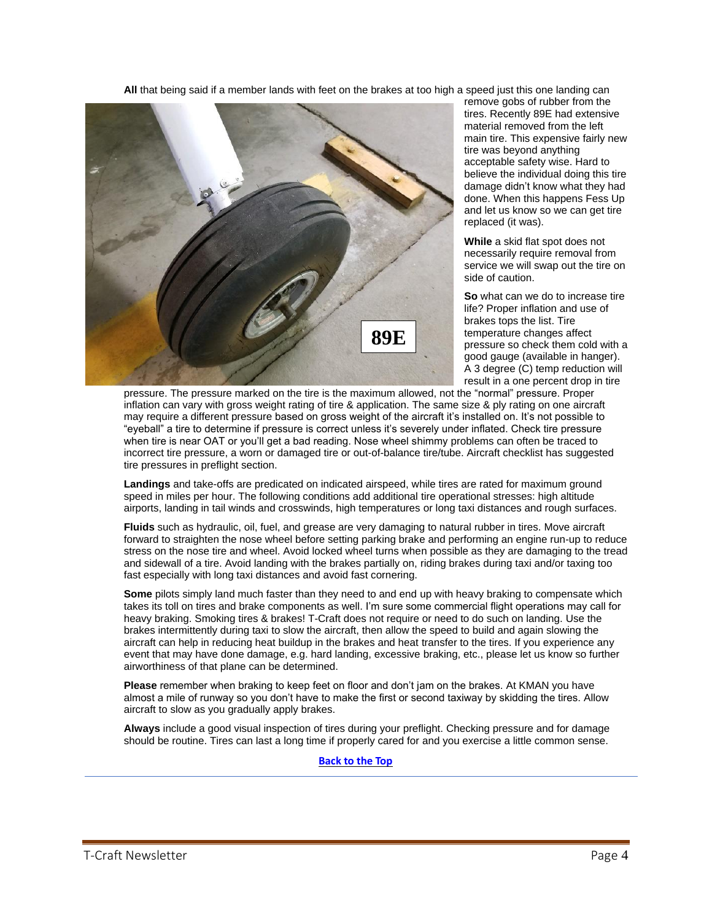**All** that being said if a member lands with feet on the brakes at too high a speed just this one landing can remove gobs of rubber from the tires. Recently 89E had extensive material removed from the left main tire. This expensive fairly new tire was beyond anything acceptable safety wise. Hard to believe the individual doing this tire damage didn't know what they had done. When this happens Fess Up and let us know so we can get tire replaced (it was).

**While** a skid flat spot does not necessarily require removal from service we will swap out the tire on side of caution.

**So** what can we do to increase tire life? Proper inflation and use of brakes tops the list. Tire temperature changes affect pressure so check them cold with a good gauge (available in hanger). A 3 degree (C) temp reduction will result in a one percent drop in tire pressure. The pressure marked on the tire is the maximum allowed, not the "normal" pressure. Proper inflation can vary with gross weight rating of tire & application. The same size & ply rating on one aircraft may require a different pressure based on gross weight of the aircraft it's installed on. It's not possible to "eyeball" a tire to determine if pressure is correct unless it's severely under inflated. Check tire pressure when tire is near OAT or you'll get a bad reading. Nose wheel shimmy problems can often be traced to incorrect tire pressure, a worn or damaged tire or out-of-balance tire/tube. Aircraft checklist has suggested tire pressures in preflight section.

**Landings** and take-offs are predicated on indicated airspeed, while tires are rated for maximum ground speed in miles per hour. The following conditions add additional tire operational stresses: high altitude airports, landing in tail winds and crosswinds, high temperatures or long taxi distances and rough surfaces.

**Fluids** such as hydraulic, oil, fuel, and grease are very damaging to natural rubber in tires. Move aircraft forward to straighten the nose wheel before setting parking brake and performing an engine run-up to reduce stress on the nose tire and wheel. Avoid locked wheel turns when possible as they are damaging to the tread and sidewall of a tire. Avoid landing with the brakes partially on, riding brakes during taxi and/or taxing too fast especially with long taxi distances and avoid fast cornering.

**Some** pilots simply land much faster than they need to and end up with heavy braking to compensate which takes its toll on tires and brake components as well. I'm sure some commercial flight operations may call for heavy braking. Smoking tires & brakes! T-Craft does not require or need to do such on landing. Use the brakes intermittently during taxi to slow the aircraft, then allow the speed to build and again slowing the aircraft can help in reducing heat buildup in the brakes and heat transfer to the tires. If you experience any event that may have done damage, e.g. hard landing, excessive braking, etc., please let us know so further airworthiness of that plane can be determined.

**Please** remember when braking to keep feet on floor and don't jam on the brakes. At KMAN you have almost a mile of runway so you don't have to make the first or second taxiway by skidding the tires. Allow aircraft to slow as you gradually apply brakes.

**Always** include a good visual inspection of tires during your preflight. Checking pressure and for damage should be routine. Tires can last a long time if properly cared for and you exercise a little common sense.

**Back to the Top**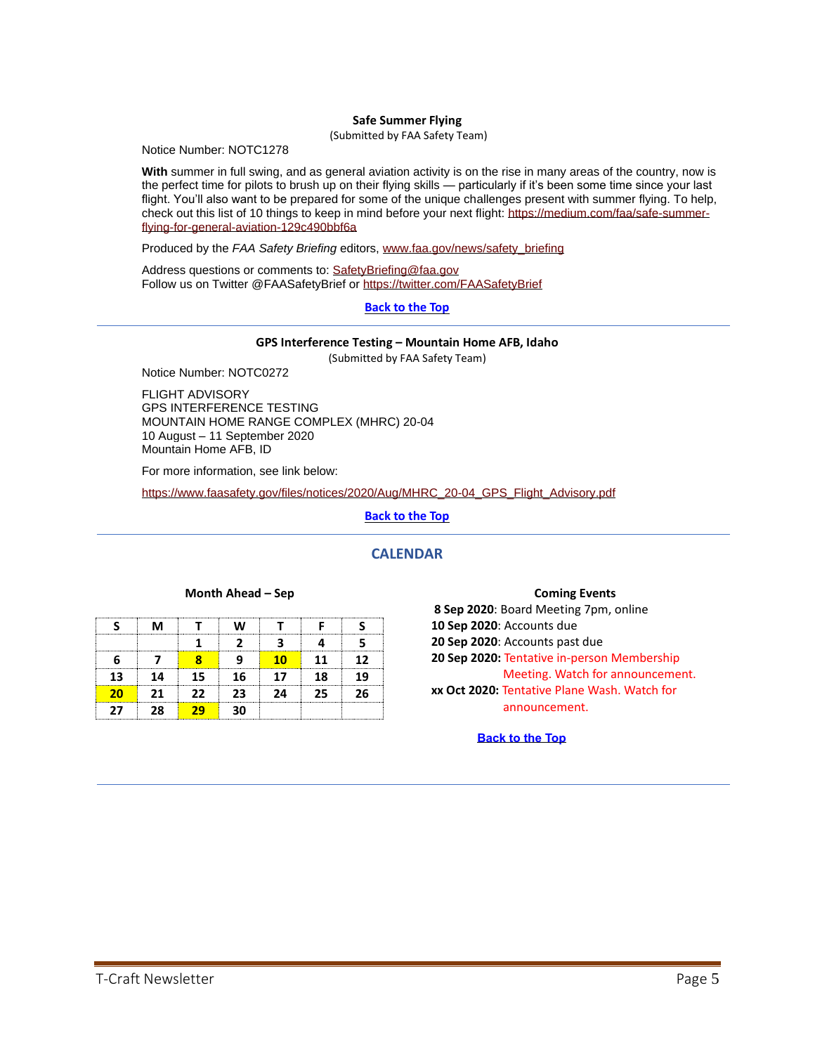### Safe Summer Flying

(Submitted by FAA Safety Team)

Notice Number: NOTC1278

**With** summer in full swing, and as general aviation activity is on the rise in many areas of the country, now is the perfect time for pilots to brush up on their flying skills — particularly if it's been some time since your last flight. You'll also want to be prepared for some of the unique challenges present with summer flying. To help, check out this list of 10 things to keep in mind before your next flight: https://medium.com/faa/safe-summer-flying-for-general-aviation-129c490bbf6a

Produced by the *FAA Safety Briefing* editors, www.faa.gov/news/safety_briefing

Address questions or comments to: SafetyBriefing@faa.gov
Follow us on Twitter @FAASafetyBrief or https://twitter.com/FAASafetyBrief

**Back to the Top**

---

### GPS Interference Testing – Mountain Home AFB, Idaho

(Submitted by FAA Safety Team)

Notice Number: NOTC0272

FLIGHT ADVISORY
GPS INTERFERENCE TESTING
MOUNTAIN HOME RANGE COMPLEX (MHRC) 20-04
10 August – 11 September 2020
Mountain Home AFB, ID

For more information, see link below:

https://www.faasafety.gov/files/notices/2020/Aug/MHRC_20-04_GPS_Flight_Advisory.pdf

**Back to the Top**

---

## CALENDAR

**Month Ahead – Sep**

| S | M | T | W | T | F | S |
|---|---|---|---|---|---|---|
| | | 1 | 2 | 3 | 4 | 5 |
| 6 | 7 | **8** | 9 | **10** | 11 | 12 |
| 13 | 14 | 15 | 16 | 17 | 18 | 19 |
| **20** | 21 | 22 | 23 | 24 | 25 | 26 |
| 27 | 28 | **29** | 30 | | | |

**Coming Events**

**8 Sep 2020**: Board Meeting 7pm, online
**10 Sep 2020**: Accounts due
**20 Sep 2020**: Accounts past due
**20 Sep 2020:** Tentative in-person Membership Meeting. Watch for announcement.
**xx Oct 2020:** Tentative Plane Wash. Watch for announcement.

**Back to the Top**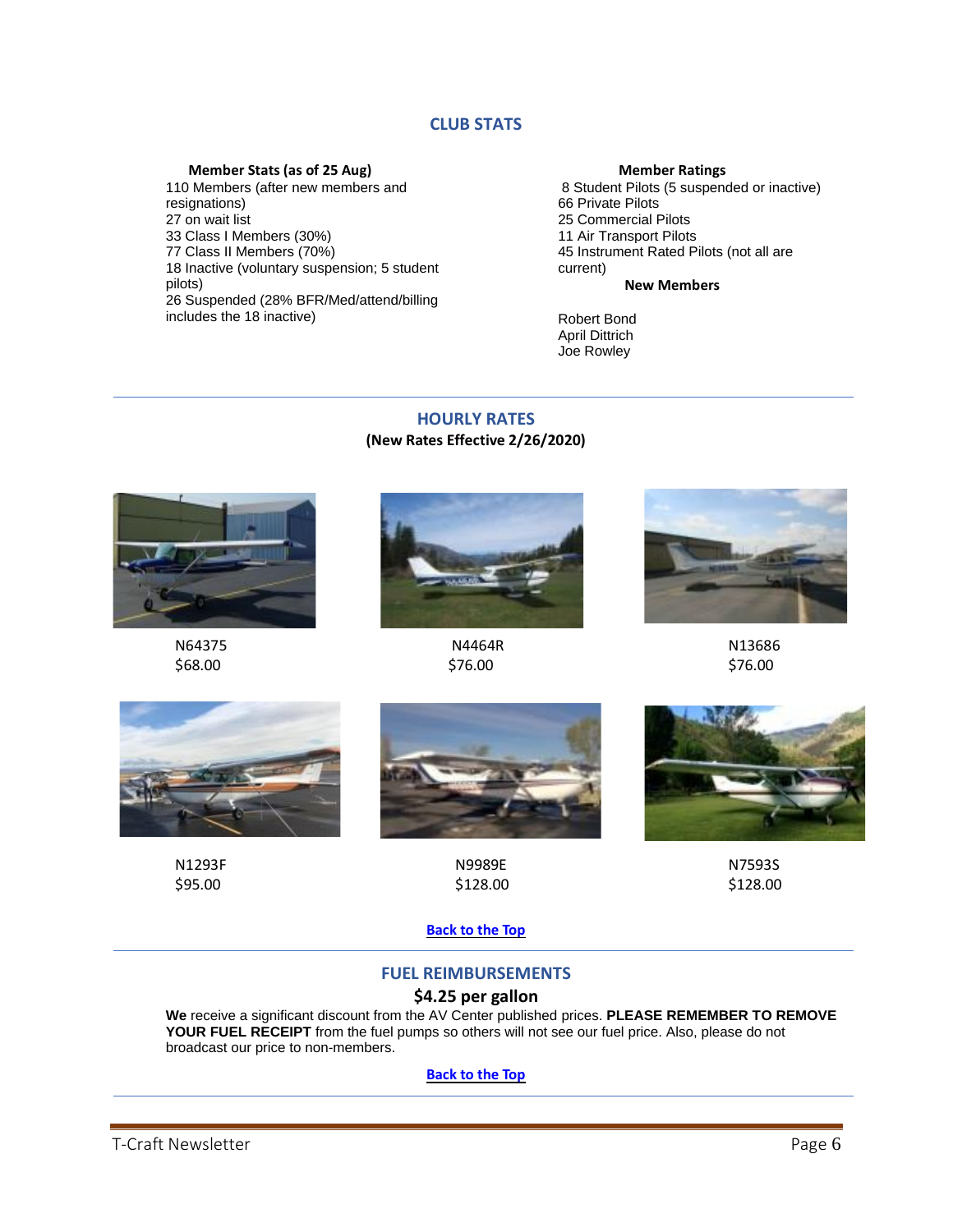## CLUB STATS

**Member Stats (as of 25 Aug)**

110 Members (after new members and resignations)
27 on wait list
33 Class I Members (30%)
77 Class II Members (70%)
18 Inactive (voluntary suspension; 5 student pilots)
26 Suspended (28% BFR/Med/attend/billing includes the 18 inactive)

**Member Ratings**

8 Student Pilots (5 suspended or inactive)
66 Private Pilots
25 Commercial Pilots
11 Air Transport Pilots
45 Instrument Rated Pilots (not all are current)

**New Members**

Robert Bond
April Dittrich
Joe Rowley

---

## HOURLY RATES

**(New Rates Effective 2/26/2020)**

N64375
$68.00

N4464R
$76.00

N13686
$76.00

N1293F
$95.00

N9989E
$128.00

N7593S
$128.00

**Back to the Top**

---

## FUEL REIMBURSEMENTS

**$4.25 per gallon**

**We** receive a significant discount from the AV Center published prices. **PLEASE REMEMBER TO REMOVE YOUR FUEL RECEIPT** from the fuel pumps so others will not see our fuel price. Also, please do not broadcast our price to non-members.

**Back to the Top**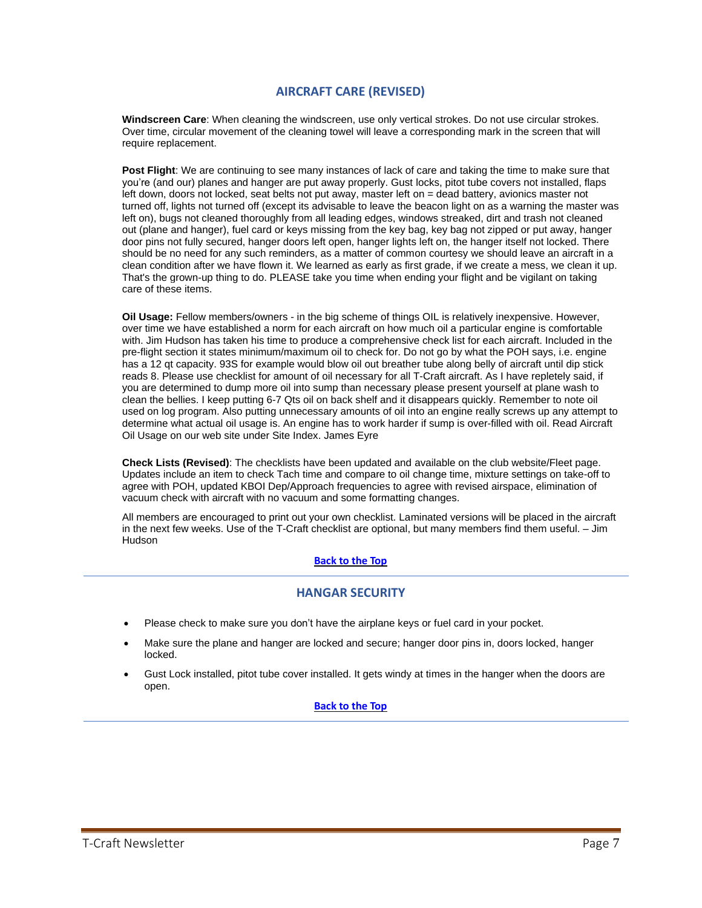## AIRCRAFT CARE (REVISED)

**Windscreen Care**: When cleaning the windscreen, use only vertical strokes. Do not use circular strokes. Over time, circular movement of the cleaning towel will leave a corresponding mark in the screen that will require replacement.

**Post Flight**: We are continuing to see many instances of lack of care and taking the time to make sure that you're (and our) planes and hanger are put away properly. Gust locks, pitot tube covers not installed, flaps left down, doors not locked, seat belts not put away, master left on = dead battery, avionics master not turned off, lights not turned off (except its advisable to leave the beacon light on as a warning the master was left on), bugs not cleaned thoroughly from all leading edges, windows streaked, dirt and trash not cleaned out (plane and hanger), fuel card or keys missing from the key bag, key bag not zipped or put away, hanger door pins not fully secured, hanger doors left open, hanger lights left on, the hanger itself not locked. There should be no need for any such reminders, as a matter of common courtesy we should leave an aircraft in a clean condition after we have flown it. We learned as early as first grade, if we create a mess, we clean it up. That's the grown-up thing to do. PLEASE take you time when ending your flight and be vigilant on taking care of these items.

**Oil Usage:** Fellow members/owners - in the big scheme of things OIL is relatively inexpensive. However, over time we have established a norm for each aircraft on how much oil a particular engine is comfortable with. Jim Hudson has taken his time to produce a comprehensive check list for each aircraft. Included in the pre-flight section it states minimum/maximum oil to check for. Do not go by what the POH says, i.e. engine has a 12 qt capacity. 93S for example would blow oil out breather tube along belly of aircraft until dip stick reads 8. Please use checklist for amount of oil necessary for all T-Craft aircraft. As I have repletely said, if you are determined to dump more oil into sump than necessary please present yourself at plane wash to clean the bellies. I keep putting 6-7 Qts oil on back shelf and it disappears quickly. Remember to note oil used on log program. Also putting unnecessary amounts of oil into an engine really screws up any attempt to determine what actual oil usage is. An engine has to work harder if sump is over-filled with oil. Read Aircraft Oil Usage on our web site under Site Index. James Eyre

**Check Lists (Revised)**: The checklists have been updated and available on the club website/Fleet page. Updates include an item to check Tach time and compare to oil change time, mixture settings on take-off to agree with POH, updated KBOI Dep/Approach frequencies to agree with revised airspace, elimination of vacuum check with aircraft with no vacuum and some formatting changes.

All members are encouraged to print out your own checklist. Laminated versions will be placed in the aircraft in the next few weeks. Use of the T-Craft checklist are optional, but many members find them useful. – Jim Hudson

Back to the Top

## HANGAR SECURITY

- Please check to make sure you don't have the airplane keys or fuel card in your pocket.
- Make sure the plane and hanger are locked and secure; hanger door pins in, doors locked, hanger locked.
- Gust Lock installed, pitot tube cover installed. It gets windy at times in the hanger when the doors are open.

Back to the Top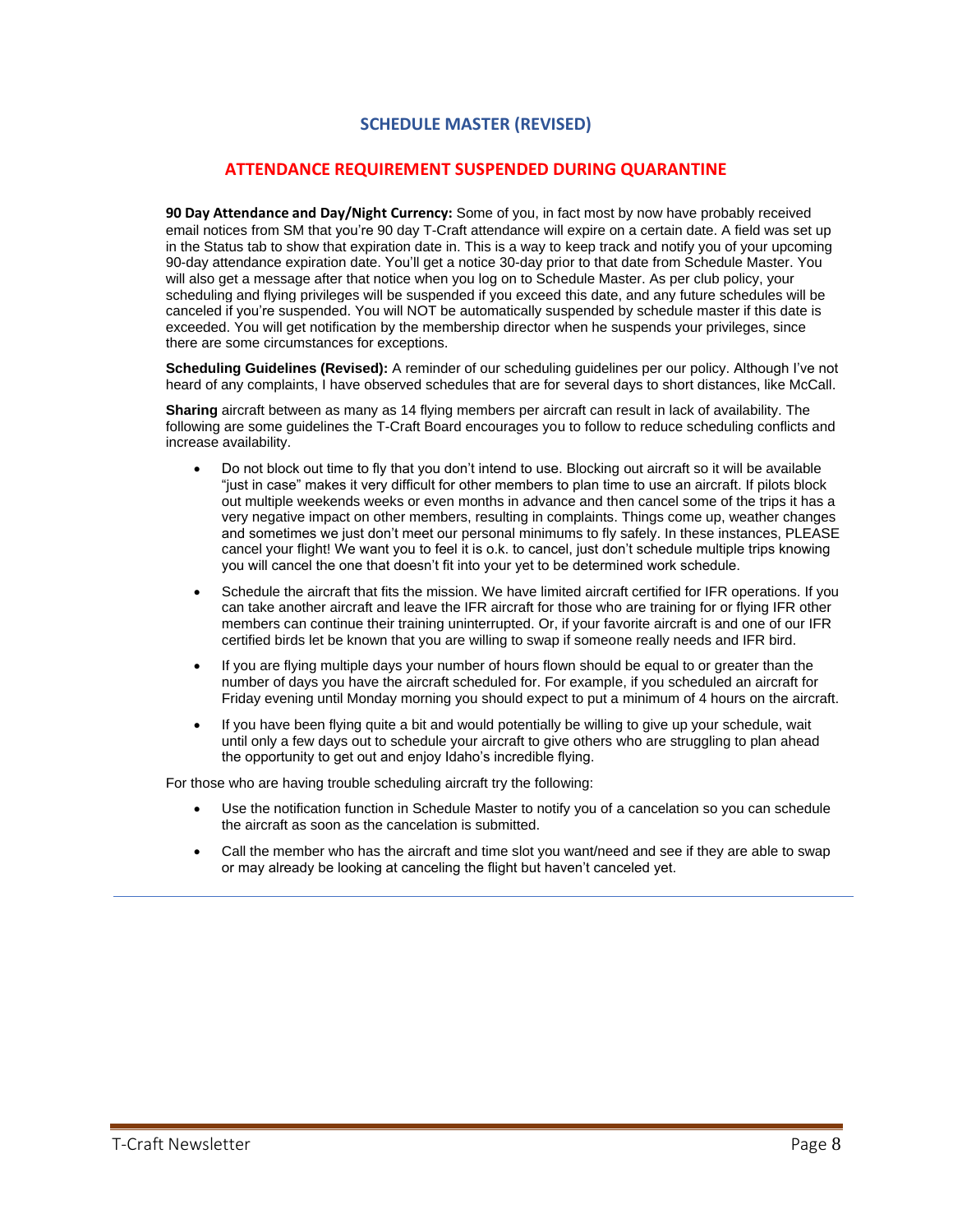## SCHEDULE MASTER (REVISED)

## ATTENDANCE REQUIREMENT SUSPENDED DURING QUARANTINE

**90 Day Attendance and Day/Night Currency:** Some of you, in fact most by now have probably received email notices from SM that you're 90 day T-Craft attendance will expire on a certain date. A field was set up in the Status tab to show that expiration date in. This is a way to keep track and notify you of your upcoming 90-day attendance expiration date. You'll get a notice 30-day prior to that date from Schedule Master. You will also get a message after that notice when you log on to Schedule Master. As per club policy, your scheduling and flying privileges will be suspended if you exceed this date, and any future schedules will be canceled if you're suspended. You will NOT be automatically suspended by schedule master if this date is exceeded. You will get notification by the membership director when he suspends your privileges, since there are some circumstances for exceptions.

**Scheduling Guidelines (Revised):** A reminder of our scheduling guidelines per our policy. Although I've not heard of any complaints, I have observed schedules that are for several days to short distances, like McCall.

**Sharing** aircraft between as many as 14 flying members per aircraft can result in lack of availability. The following are some guidelines the T-Craft Board encourages you to follow to reduce scheduling conflicts and increase availability.

- Do not block out time to fly that you don't intend to use. Blocking out aircraft so it will be available "just in case" makes it very difficult for other members to plan time to use an aircraft. If pilots block out multiple weekends weeks or even months in advance and then cancel some of the trips it has a very negative impact on other members, resulting in complaints. Things come up, weather changes and sometimes we just don't meet our personal minimums to fly safely. In these instances, PLEASE cancel your flight! We want you to feel it is o.k. to cancel, just don't schedule multiple trips knowing you will cancel the one that doesn't fit into your yet to be determined work schedule.
- Schedule the aircraft that fits the mission. We have limited aircraft certified for IFR operations. If you can take another aircraft and leave the IFR aircraft for those who are training for or flying IFR other members can continue their training uninterrupted. Or, if your favorite aircraft is and one of our IFR certified birds let be known that you are willing to swap if someone really needs and IFR bird.
- If you are flying multiple days your number of hours flown should be equal to or greater than the number of days you have the aircraft scheduled for. For example, if you scheduled an aircraft for Friday evening until Monday morning you should expect to put a minimum of 4 hours on the aircraft.
- If you have been flying quite a bit and would potentially be willing to give up your schedule, wait until only a few days out to schedule your aircraft to give others who are struggling to plan ahead the opportunity to get out and enjoy Idaho's incredible flying.

For those who are having trouble scheduling aircraft try the following:

- Use the notification function in Schedule Master to notify you of a cancelation so you can schedule the aircraft as soon as the cancelation is submitted.
- Call the member who has the aircraft and time slot you want/need and see if they are able to swap or may already be looking at canceling the flight but haven't canceled yet.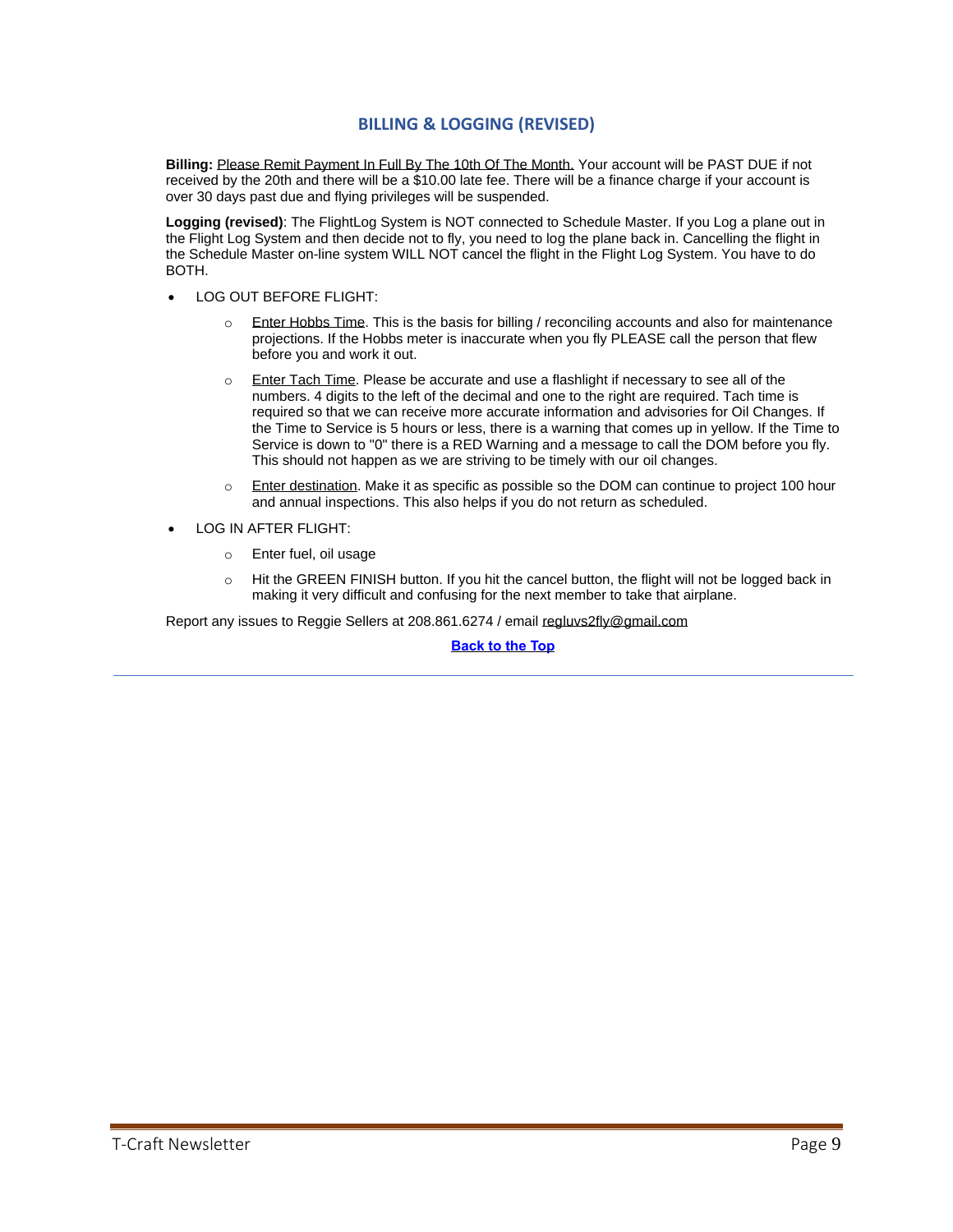## BILLING & LOGGING (REVISED)

**Billing:** Please Remit Payment In Full By The 10th Of The Month. Your account will be PAST DUE if not received by the 20th and there will be a $10.00 late fee. There will be a finance charge if your account is over 30 days past due and flying privileges will be suspended.

**Logging (revised)**: The FlightLog System is NOT connected to Schedule Master. If you Log a plane out in the Flight Log System and then decide not to fly, you need to log the plane back in. Cancelling the flight in the Schedule Master on-line system WILL NOT cancel the flight in the Flight Log System. You have to do BOTH.

- LOG OUT BEFORE FLIGHT:
  - Enter Hobbs Time. This is the basis for billing / reconciling accounts and also for maintenance projections. If the Hobbs meter is inaccurate when you fly PLEASE call the person that flew before you and work it out.
  - Enter Tach Time. Please be accurate and use a flashlight if necessary to see all of the numbers. 4 digits to the left of the decimal and one to the right are required. Tach time is required so that we can receive more accurate information and advisories for Oil Changes. If the Time to Service is 5 hours or less, there is a warning that comes up in yellow. If the Time to Service is down to "0" there is a RED Warning and a message to call the DOM before you fly. This should not happen as we are striving to be timely with our oil changes.
  - Enter destination. Make it as specific as possible so the DOM can continue to project 100 hour and annual inspections. This also helps if you do not return as scheduled.
- LOG IN AFTER FLIGHT:
  - Enter fuel, oil usage
  - Hit the GREEN FINISH button. If you hit the cancel button, the flight will not be logged back in making it very difficult and confusing for the next member to take that airplane.

Report any issues to Reggie Sellers at 208.861.6274 / email regluvs2fly@gmail.com

**Back to the Top**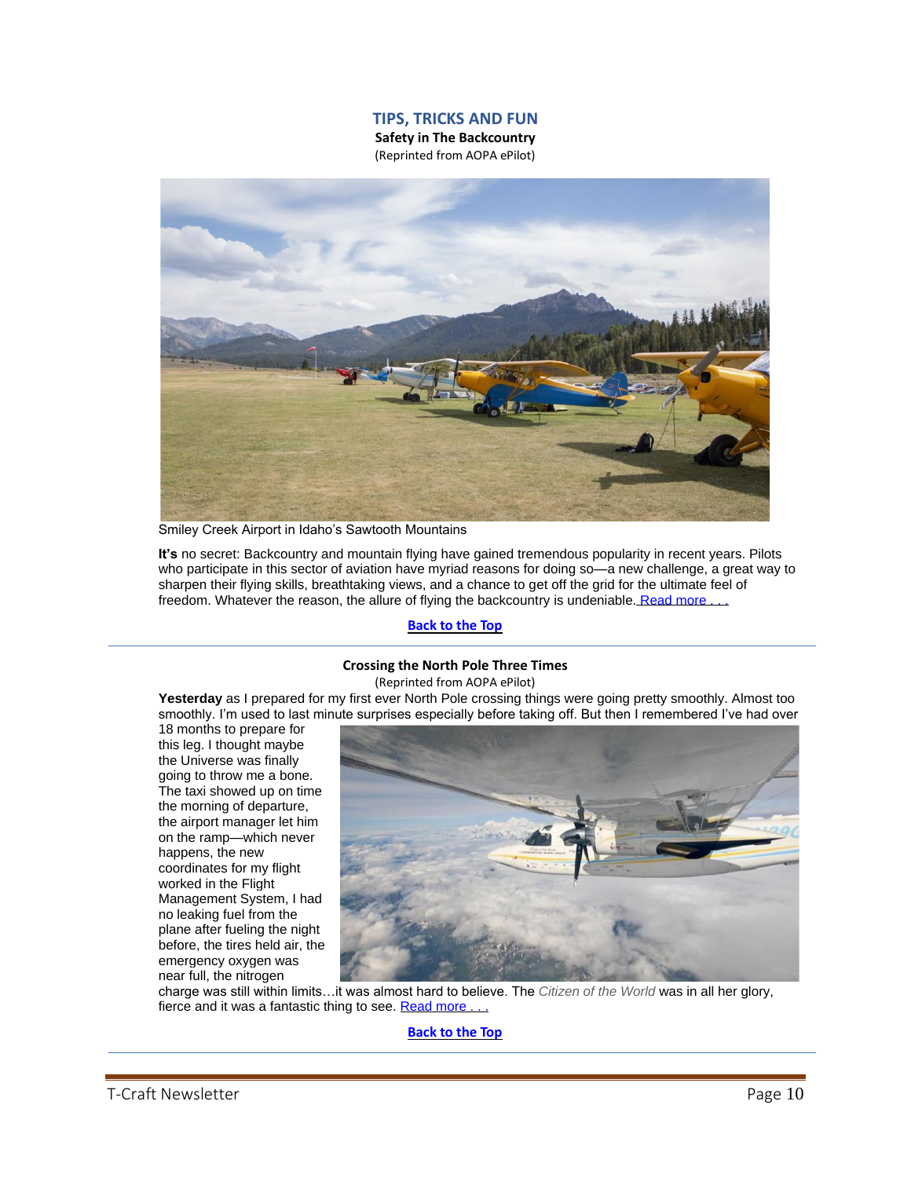## TIPS, TRICKS AND FUN

### Safety in The Backcountry

(Reprinted from AOPA ePilot)

Smiley Creek Airport in Idaho's Sawtooth Mountains

**It's** no secret: Backcountry and mountain flying have gained tremendous popularity in recent years. Pilots who participate in this sector of aviation have myriad reasons for doing so—a new challenge, a great way to sharpen their flying skills, breathtaking views, and a chance to get off the grid for the ultimate feel of freedom. Whatever the reason, the allure of flying the backcountry is undeniable. Read more . . .

**Back to the Top**

---

### Crossing the North Pole Three Times

(Reprinted from AOPA ePilot)

**Yesterday** as I prepared for my first ever North Pole crossing things were going pretty smoothly. Almost too smoothly. I'm used to last minute surprises especially before taking off. But then I remembered I've had over 18 months to prepare for this leg. I thought maybe the Universe was finally going to throw me a bone. The taxi showed up on time the morning of departure, the airport manager let him on the ramp—which never happens, the new coordinates for my flight worked in the Flight Management System, I had no leaking fuel from the plane after fueling the night before, the tires held air, the emergency oxygen was near full, the nitrogen charge was still within limits…it was almost hard to believe. The *Citizen of the World* was in all her glory, fierce and it was a fantastic thing to see. Read more . . .

**Back to the Top**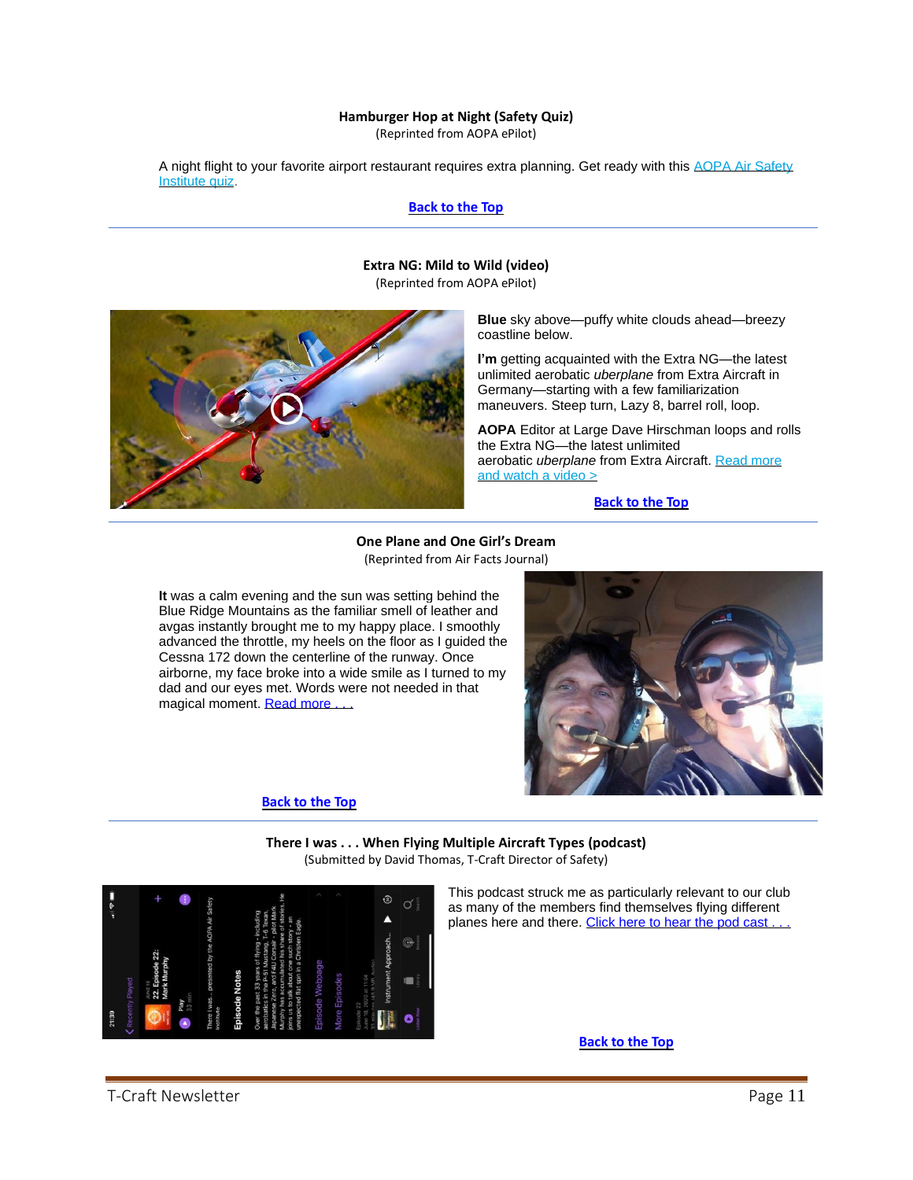### Hamburger Hop at Night (Safety Quiz)

(Reprinted from AOPA ePilot)

A night flight to your favorite airport restaurant requires extra planning. Get ready with this AOPA Air Safety Institute quiz.

Back to the Top

---

### Extra NG: Mild to Wild (video)

(Reprinted from AOPA ePilot)

**Blue** sky above—puffy white clouds ahead—breezy coastline below.

**I'm** getting acquainted with the Extra NG—the latest unlimited aerobatic *uberplane* from Extra Aircraft in Germany—starting with a few familiarization maneuvers. Steep turn, Lazy 8, barrel roll, loop.

**AOPA** Editor at Large Dave Hirschman loops and rolls the Extra NG—the latest unlimited aerobatic *uberplane* from Extra Aircraft. Read more and watch a video >

Back to the Top

---

### One Plane and One Girl's Dream

(Reprinted from Air Facts Journal)

**It** was a calm evening and the sun was setting behind the Blue Ridge Mountains as the familiar smell of leather and avgas instantly brought me to my happy place. I smoothly advanced the throttle, my heels on the floor as I guided the Cessna 172 down the centerline of the runway. Once airborne, my face broke into a wide smile as I turned to my dad and our eyes met. Words were not needed in that magical moment. Read more . . .

Back to the Top

---

### There I was . . . When Flying Multiple Aircraft Types (podcast)

(Submitted by David Thomas, T-Craft Director of Safety)

This podcast struck me as particularly relevant to our club as many of the members find themselves flying different planes here and there. Click here to hear the pod cast . . .

Back to the Top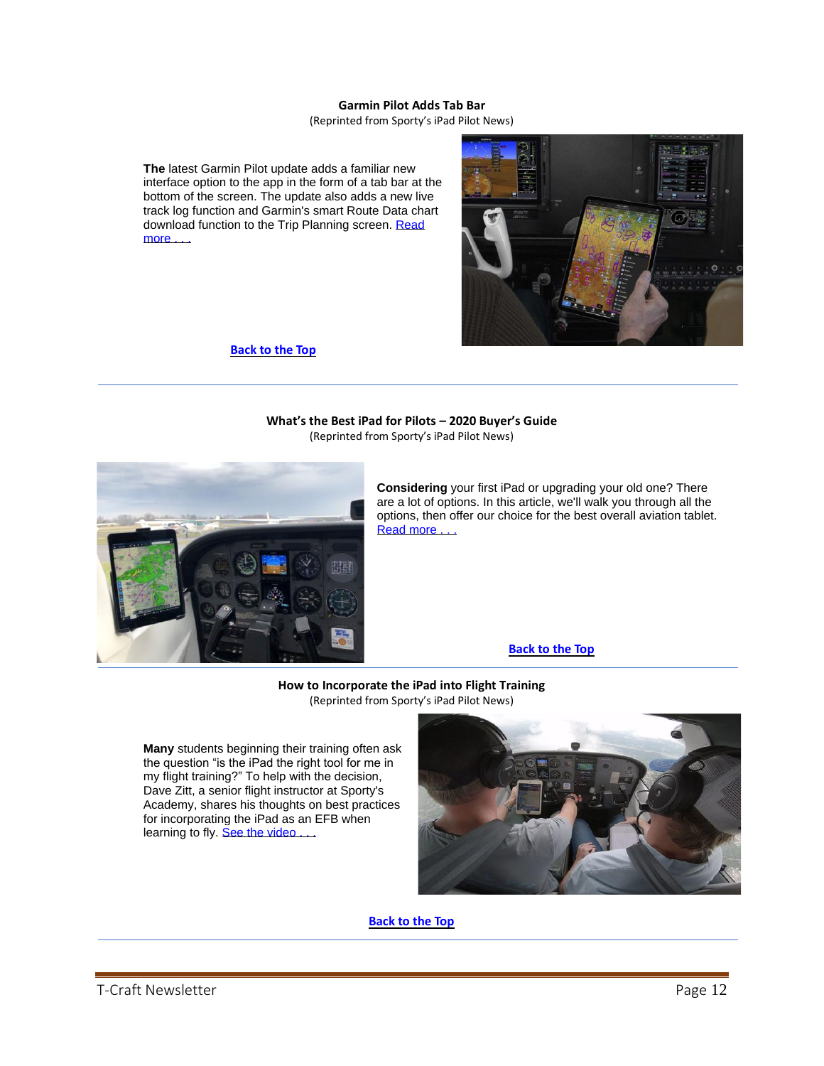### Garmin Pilot Adds Tab Bar

(Reprinted from Sporty's iPad Pilot News)

**The** latest Garmin Pilot update adds a familiar new interface option to the app in the form of a tab bar at the bottom of the screen. The update also adds a new live track log function and Garmin's smart Route Data chart download function to the Trip Planning screen. Read more . . .

**Back to the Top**

---

### What's the Best iPad for Pilots – 2020 Buyer's Guide

(Reprinted from Sporty's iPad Pilot News)

**Considering** your first iPad or upgrading your old one? There are a lot of options. In this article, we'll walk you through all the options, then offer our choice for the best overall aviation tablet. Read more . . .

**Back to the Top**

---

### How to Incorporate the iPad into Flight Training

(Reprinted from Sporty's iPad Pilot News)

**Many** students beginning their training often ask the question "is the iPad the right tool for me in my flight training?" To help with the decision, Dave Zitt, a senior flight instructor at Sporty's Academy, shares his thoughts on best practices for incorporating the iPad as an EFB when learning to fly. See the video . . .

**Back to the Top**